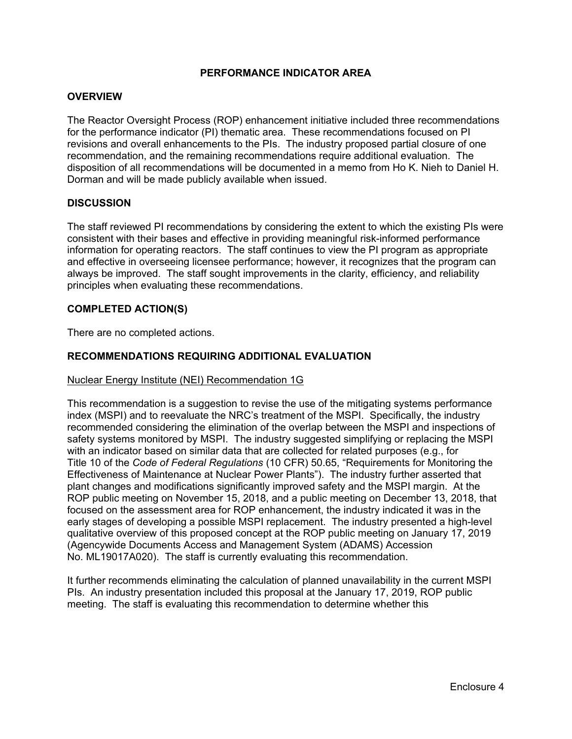# PERFORMANCE INDICATOR AREA

## OVERVIEW

The Reactor Oversight Process (ROP) enhancement initiative included three recommendations for the performance indicator (PI) thematic area. These recommendations focused on PI revisions and overall enhancements to the PIs. The industry proposed partial closure of one recommendation, and the remaining recommendations require additional evaluation. The disposition of all recommendations will be documented in a memo from Ho K. Nieh to Daniel H. Dorman and will be made publicly available when issued.

## DISCUSSION

The staff reviewed PI recommendations by considering the extent to which the existing PIs were consistent with their bases and effective in providing meaningful risk-informed performance information for operating reactors. The staff continues to view the PI program as appropriate and effective in overseeing licensee performance; however, it recognizes that the program can always be improved. The staff sought improvements in the clarity, efficiency, and reliability principles when evaluating these recommendations.

## COMPLETED ACTION(S)

There are no completed actions.

## RECOMMENDATIONS REQUIRING ADDITIONAL EVALUATION

### Nuclear Energy Institute (NEI) Recommendation 1G

This recommendation is a suggestion to revise the use of the mitigating systems performance index (MSPI) and to reevaluate the NRC's treatment of the MSPI. Specifically, the industry recommended considering the elimination of the overlap between the MSPI and inspections of safety systems monitored by MSPI. The industry suggested simplifying or replacing the MSPI with an indicator based on similar data that are collected for related purposes (e.g., for Title 10 of the *Code of Federal Regulations* (10 CFR) 50.65, "Requirements for Monitoring the Effectiveness of Maintenance at Nuclear Power Plants"). The industry further asserted that plant changes and modifications significantly improved safety and the MSPI margin. At the ROP public meeting on November 15, 2018, and a public meeting on December 13, 2018, that focused on the assessment area for ROP enhancement, the industry indicated it was in the early stages of developing a possible MSPI replacement. The industry presented a high-level qualitative overview of this proposed concept at the ROP public meeting on January 17, 2019 (Agencywide Documents Access and Management System (ADAMS) Accession No. ML19017A020). The staff is currently evaluating this recommendation.

It further recommends eliminating the calculation of planned unavailability in the current MSPI PIs. An industry presentation included this proposal at the January 17, 2019, ROP public meeting. The staff is evaluating this recommendation to determine whether this

Enclosure 4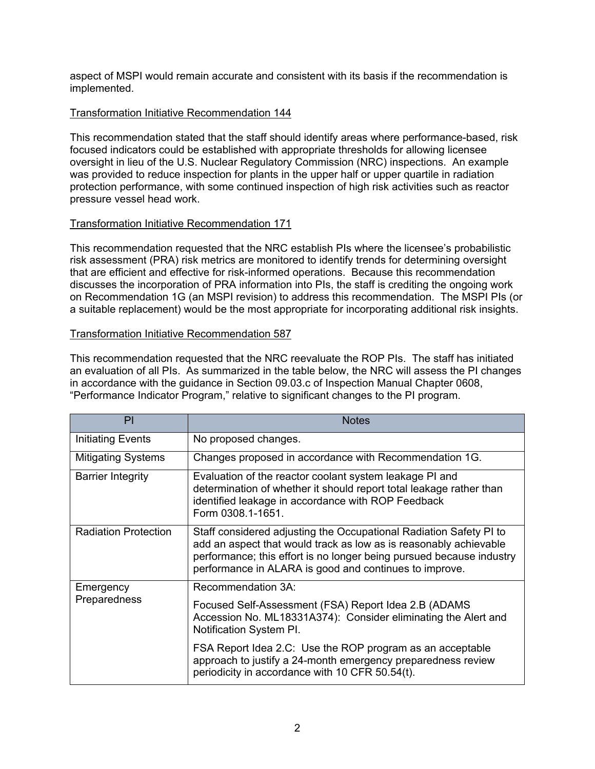aspect of MSPI would remain accurate and consistent with its basis if the recommendation is implemented.

Transformation Initiative Recommendation 144

This recommendation stated that the staff should identify areas where performance-based, risk focused indicators could be established with appropriate thresholds for allowing licensee oversight in lieu of the U.S. Nuclear Regulatory Commission (NRC) inspections. An example was provided to reduce inspection for plants in the upper half or upper quartile in radiation protection performance, with some continued inspection of high risk activities such as reactor pressure vessel head work.

Transformation Initiative Recommendation 171

This recommendation requested that the NRC establish PIs where the licensee's probabilistic risk assessment (PRA) risk metrics are monitored to identify trends for determining oversight that are efficient and effective for risk-informed operations. Because this recommendation discusses the incorporation of PRA information into PIs, the staff is crediting the ongoing work on Recommendation 1G (an MSPI revision) to address this recommendation. The MSPI PIs (or a suitable replacement) would be the most appropriate for incorporating additional risk insights.

Transformation Initiative Recommendation 587

This recommendation requested that the NRC reevaluate the ROP PIs. The staff has initiated an evaluation of all PIs. As summarized in the table below, the NRC will assess the PI changes in accordance with the guidance in Section 09.03.c of Inspection Manual Chapter 0608, "Performance Indicator Program," relative to significant changes to the PI program.

| PI | Notes |
|---|---|
| Initiating Events | No proposed changes. |
| Mitigating Systems | Changes proposed in accordance with Recommendation 1G. |
| Barrier Integrity | Evaluation of the reactor coolant system leakage PI and determination of whether it should report total leakage rather than identified leakage in accordance with ROP Feedback Form 0308.1-1651. |
| Radiation Protection | Staff considered adjusting the Occupational Radiation Safety PI to add an aspect that would track as low as is reasonably achievable performance; this effort is no longer being pursued because industry performance in ALARA is good and continues to improve. |
| Emergency Preparedness | Recommendation 3A:<br><br>Focused Self-Assessment (FSA) Report Idea 2.B (ADAMS Accession No. ML18331A374): Consider eliminating the Alert and Notification System PI.<br><br>FSA Report Idea 2.C: Use the ROP program as an acceptable approach to justify a 24-month emergency preparedness review periodicity in accordance with 10 CFR 50.54(t). |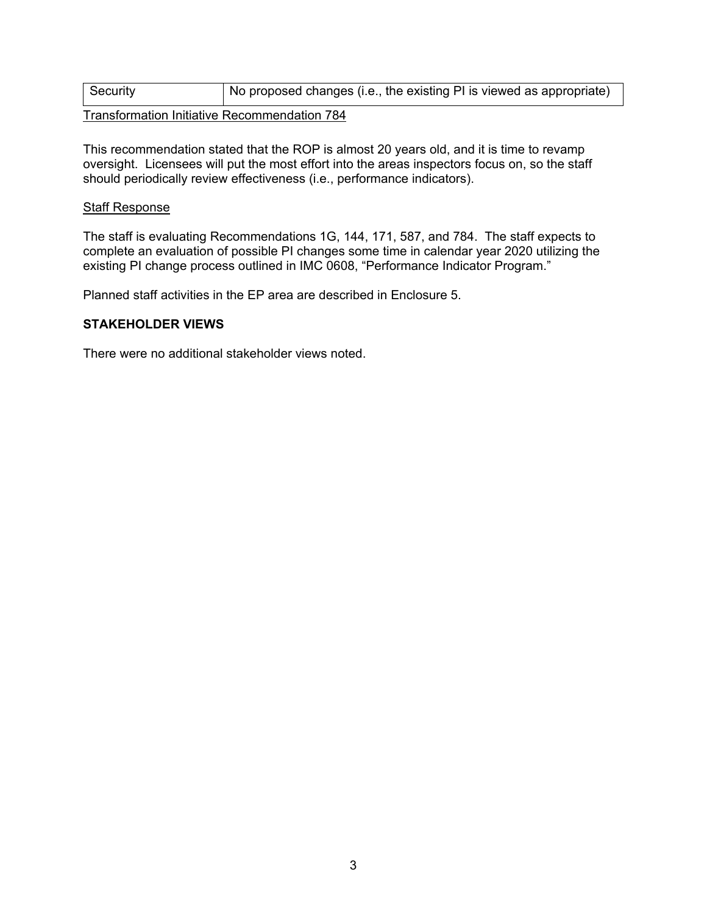| | |
|---|---|
| Security | No proposed changes (i.e., the existing PI is viewed as appropriate) |

Transformation Initiative Recommendation 784

This recommendation stated that the ROP is almost 20 years old, and it is time to revamp oversight. Licensees will put the most effort into the areas inspectors focus on, so the staff should periodically review effectiveness (i.e., performance indicators).

Staff Response

The staff is evaluating Recommendations 1G, 144, 171, 587, and 784. The staff expects to complete an evaluation of possible PI changes some time in calendar year 2020 utilizing the existing PI change process outlined in IMC 0608, "Performance Indicator Program."

Planned staff activities in the EP area are described in Enclosure 5.

**STAKEHOLDER VIEWS**

There were no additional stakeholder views noted.